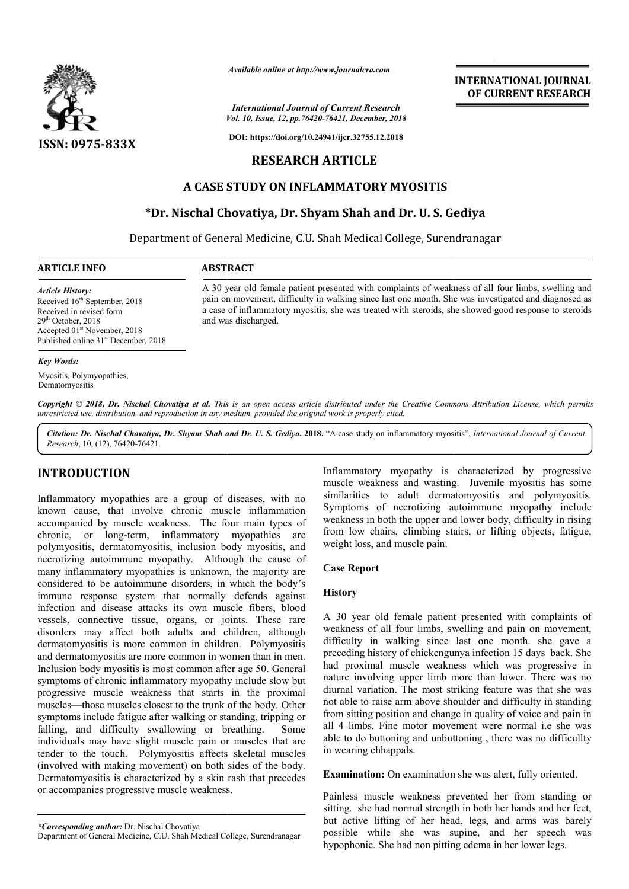# RESEARCH ARTICLE

## A CASE STUDY ON INFLAMMATORY MYOSITIS

**\*Dr. Nischal Chovatiya, Dr. Shyam Shah and Dr. U. S. Gediya**

Department of General Medicine, C.U. Shah Medical College, Surendranagar

**ARTICLE INFO**

*Article History:*
Received 16th September, 2018
Received in revised form 29th October, 2018
Accepted 01st November, 2018
Published online 31st December, 2018

*Key Words:*
Myositis, Polymyopathies, Dematomyositis

**ABSTRACT**

A 30 year old female patient presented with complaints of weakness of all four limbs, swelling and pain on movement, difficulty in walking since last one month. She was investigated and diagnosed as a case of inflammatory myositis, she was treated with steroids, she showed good response to steroids and was discharged.

*Copyright © 2018, Dr. Nischal Chovatiya et al. This is an open access article distributed under the Creative Commons Attribution License, which permits unrestricted use, distribution, and reproduction in any medium, provided the original work is properly cited.*

*Citation: Dr. Nischal Chovatiya, Dr. Shyam Shah and Dr. U. S. Gediya.* **2018.** "A case study on inflammatory myositis", *International Journal of Current Research*, 10, (12), 76420-76421.

## INTRODUCTION

Inflammatory myopathies are a group of diseases, with no known cause, that involve chronic muscle inflammation accompanied by muscle weakness. The four main types of chronic, or long-term, inflammatory myopathies are polymyositis, dermatomyositis, inclusion body myositis, and necrotizing autoimmune myopathy. Although the cause of many inflammatory myopathies is unknown, the majority are considered to be autoimmune disorders, in which the body's immune response system that normally defends against infection and disease attacks its own muscle fibers, blood vessels, connective tissue, organs, or joints. These rare disorders may affect both adults and children, although dermatomyositis is more common in children. Polymyositis and dermatomyositis are more common in women than in men. Inclusion body myositis is most common after age 50. General symptoms of chronic inflammatory myopathy include slow but progressive muscle weakness that starts in the proximal muscles—those muscles closest to the trunk of the body. Other symptoms include fatigue after walking or standing, tripping or falling, and difficulty swallowing or breathing. Some individuals may have slight muscle pain or muscles that are tender to the touch. Polymyositis affects skeletal muscles (involved with making movement) on both sides of the body. Dermatomyositis is characterized by a skin rash that precedes or accompanies progressive muscle weakness.

Inflammatory myopathy is characterized by progressive muscle weakness and wasting. Juvenile myositis has some similarities to adult dermatomyositis and polymyositis. Symptoms of necrotizing autoimmune myopathy include weakness in both the upper and lower body, difficulty in rising from low chairs, climbing stairs, or lifting objects, fatigue, weight loss, and muscle pain.

### Case Report

### History

A 30 year old female patient presented with complaints of weakness of all four limbs, swelling and pain on movement, difficulty in walking since last one month. she gave a preceding history of chickengunya infection 15 days back. She had proximal muscle weakness which was progressive in nature involving upper limb more than lower. There was no diurnal variation. The most striking feature was that she was not able to raise arm above shoulder and difficulty in standing from sitting position and change in quality of voice and pain in all 4 limbs. Fine motor movement were normal i.e she was able to do buttoning and unbuttoning , there was no difficullty in wearing chhappals.

**Examination:** On examination she was alert, fully oriented.

Painless muscle weakness prevented her from standing or sitting. she had normal strength in both her hands and her feet, but active lifting of her head, legs, and arms was barely possible while she was supine, and her speech was hypophonic. She had non pitting edema in her lower legs.

*\*Corresponding author:* Dr. Nischal Chovatiya
Department of General Medicine, C.U. Shah Medical College, Surendranagar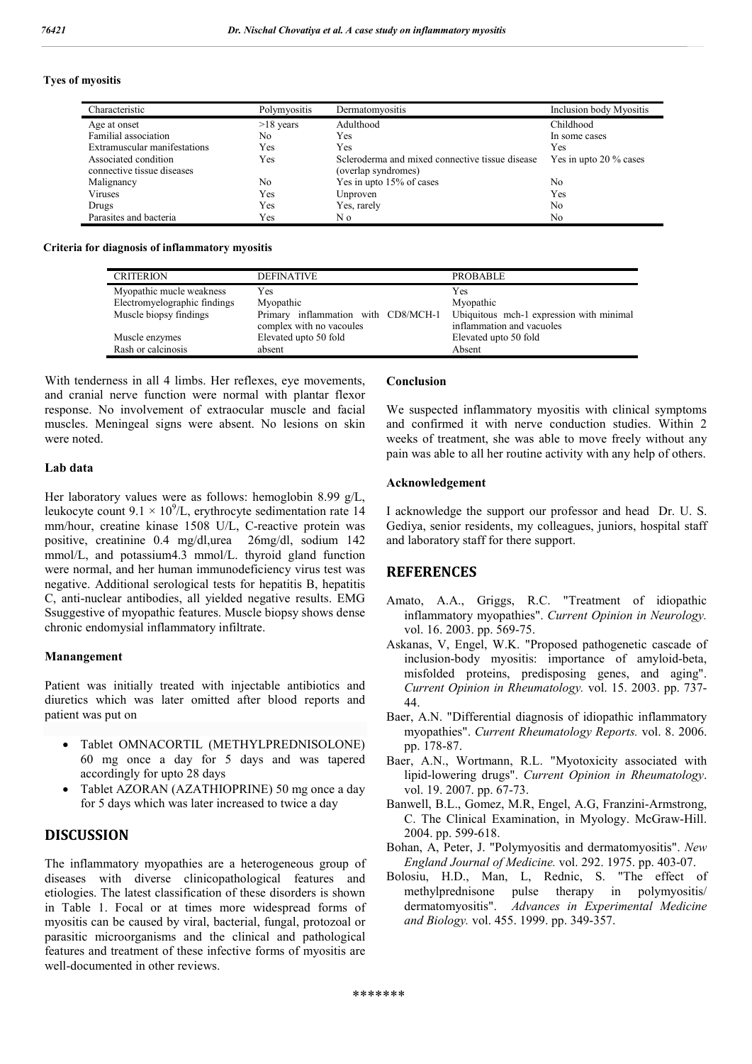**Tyes of myositis**

| Characteristic | Polymyositis | Dermatomyositis | Inclusion body Myositis |
|---|---|---|---|
| Age at onset | >18 years | Adulthood | Childhood |
| Familial association | No | Yes | In some cases |
| Extramuscular manifestations | Yes | Yes | Yes |
| Associated condition connective tissue diseases | Yes | Scleroderma and mixed connective tissue disease (overlap syndromes) | Yes in upto 20 % cases |
| Malignancy | No | Yes in upto 15% of cases | No |
| Viruses | Yes | Unproven | Yes |
| Drugs | Yes | Yes, rarely | No |
| Parasites and bacteria | Yes | N o | No |

**Criteria for diagnosis of inflammatory myositis**

| CRITERION | DEFINATIVE | PROBABLE |
|---|---|---|
| Myopathic mucle weakness | Yes | Yes |
| Electromyelographic findings | Myopathic | Myopathic |
| Muscle biopsy findings | Primary inflammation with CD8/MCH-1 complex with no vacoules | Ubiquitous mch-1 expression with minimal inflammation and vacuoles |
| Muscle enzymes | Elevated upto 50 fold | Elevated upto 50 fold |
| Rash or calcinosis | absent | Absent |

With tenderness in all 4 limbs. Her reflexes, eye movements, and cranial nerve function were normal with plantar flexor response. No involvement of extraocular muscle and facial muscles. Meningeal signs were absent. No lesions on skin were noted.

### Lab data

Her laboratory values were as follows: hemoglobin 8.99 g/L, leukocyte count $9.1 \times 10^9$/L, erythrocyte sedimentation rate 14 mm/hour, creatine kinase 1508 U/L, C-reactive protein was positive, creatinine 0.4 mg/dl,urea 26mg/dl, sodium 142 mmol/L, and potassium4.3 mmol/L. thyroid gland function were normal, and her human immunodeficiency virus test was negative. Additional serological tests for hepatitis B, hepatitis C, anti-nuclear antibodies, all yielded negative results. EMG Ssuggestive of myopathic features. Muscle biopsy shows dense chronic endomysial inflammatory infiltrate.

### Manangement

Patient was initially treated with injectable antibiotics and diuretics which was later omitted after blood reports and patient was put on

- Tablet OMNACORTIL (METHYLPREDNISOLONE) 60 mg once a day for 5 days and was tapered accordingly for upto 28 days
- Tablet AZORAN (AZATHIOPRINE) 50 mg once a day for 5 days which was later increased to twice a day

## DISCUSSION

The inflammatory myopathies are a heterogeneous group of diseases with diverse clinicopathological features and etiologies. The latest classification of these disorders is shown in Table 1. Focal or at times more widespread forms of myositis can be caused by viral, bacterial, fungal, protozoal or parasitic microorganisms and the clinical and pathological features and treatment of these infective forms of myositis are well-documented in other reviews.

### Conclusion

We suspected inflammatory myositis with clinical symptoms and confirmed it with nerve conduction studies. Within 2 weeks of treatment, she was able to move freely without any pain was able to all her routine activity with any help of others.

### Acknowledgement

I acknowledge the support our professor and head Dr. U. S. Gediya, senior residents, my colleagues, juniors, hospital staff and laboratory staff for there support.

## REFERENCES

Amato, A.A., Griggs, R.C. "Treatment of idiopathic inflammatory myopathies". *Current Opinion in Neurology.* vol. 16. 2003. pp. 569-75.

Askanas, V, Engel, W.K. "Proposed pathogenetic cascade of inclusion-body myositis: importance of amyloid-beta, misfolded proteins, predisposing genes, and aging". *Current Opinion in Rheumatology.* vol. 15. 2003. pp. 737-44.

Baer, A.N. "Differential diagnosis of idiopathic inflammatory myopathies". *Current Rheumatology Reports.* vol. 8. 2006. pp. 178-87.

Baer, A.N., Wortmann, R.L. "Myotoxicity associated with lipid-lowering drugs". *Current Opinion in Rheumatology*. vol. 19. 2007. pp. 67-73.

Banwell, B.L., Gomez, M.R, Engel, A.G, Franzini-Armstrong, C. The Clinical Examination, in Myology. McGraw-Hill. 2004. pp. 599-618.

Bohan, A, Peter, J. "Polymyositis and dermatomyositis". *New England Journal of Medicine.* vol. 292. 1975. pp. 403-07.

Bolosiu, H.D., Man, L, Rednic, S. "The effect of methylprednisone pulse therapy in polymyositis/ dermatomyositis". *Advances in Experimental Medicine and Biology.* vol. 455. 1999. pp. 349-357.

\*\*\*\*\*\*\*